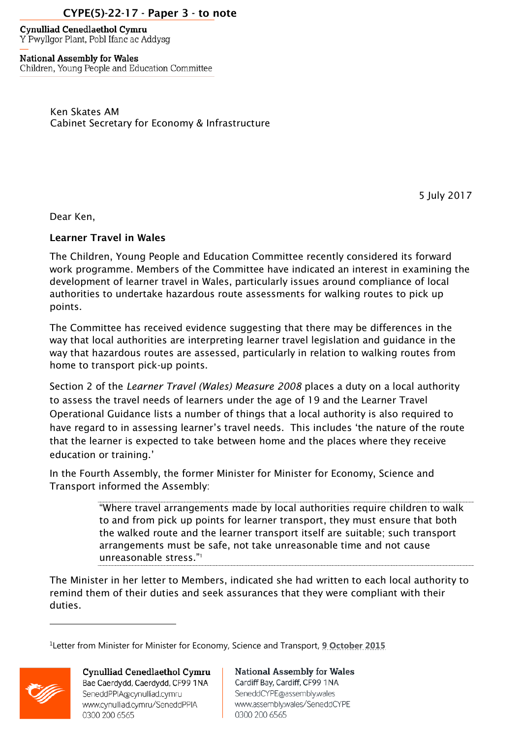CYPE(5)-22-17 - Paper 3 - to note

**Cynulliad Cenedlaethol Cymru**
Y Pwyllgor Plant, Pobl Ifanc ac Addysg

**National Assembly for Wales**
Children, Young People and Education Committee

Ken Skates AM
Cabinet Secretary for Economy & Infrastructure

5 July 2017

Dear Ken,

**Learner Travel in Wales**

The Children, Young People and Education Committee recently considered its forward work programme. Members of the Committee have indicated an interest in examining the development of learner travel in Wales, particularly issues around compliance of local authorities to undertake hazardous route assessments for walking routes to pick up points.

The Committee has received evidence suggesting that there may be differences in the way that local authorities are interpreting learner travel legislation and guidance in the way that hazardous routes are assessed, particularly in relation to walking routes from home to transport pick-up points.

Section 2 of the *Learner Travel (Wales) Measure 2008* places a duty on a local authority to assess the travel needs of learners under the age of 19 and the Learner Travel Operational Guidance lists a number of things that a local authority is also required to have regard to in assessing learner's travel needs. This includes 'the nature of the route that the learner is expected to take between home and the places where they receive education or training.'

In the Fourth Assembly, the former Minister for Minister for Economy, Science and Transport informed the Assembly:

> "Where travel arrangements made by local authorities require children to walk to and from pick up points for learner transport, they must ensure that both the walked route and the learner transport itself are suitable; such transport arrangements must be safe, not take unreasonable time and not cause unreasonable stress."[1]

The Minister in her letter to Members, indicated she had written to each local authority to remind them of their duties and seek assurances that they were compliant with their duties.

---

[1]Letter from Minister for Minister for Economy, Science and Transport, 9 October 2015

**Cynulliad Cenedlaethol Cymru**
Bae Caerdydd, Caerdydd, CF99 1NA
SeneddPPIA@cynulliad.cymru
www.cynulliad.cymru/SeneddPPIA
0300 200 6565

**National Assembly for Wales**
Cardiff Bay, Cardiff, CF99 1NA
SeneddCYPE@assembly.wales
www.assembly.wales/SeneddCYPE
0300 200 6565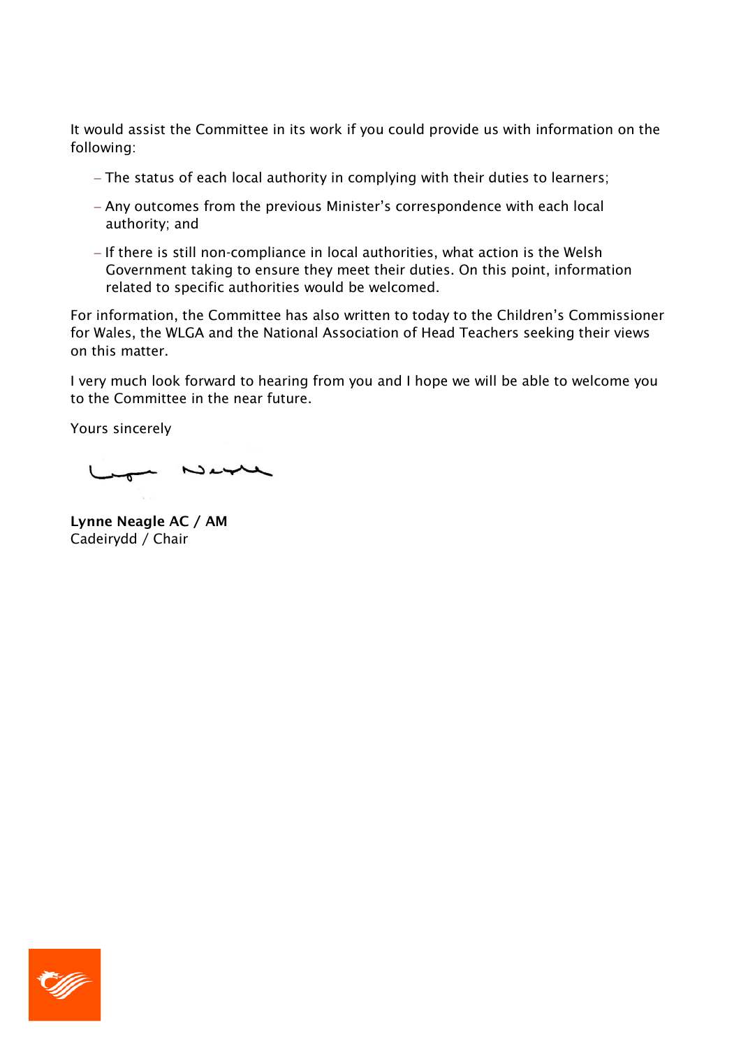It would assist the Committee in its work if you could provide us with information on the following:

- The status of each local authority in complying with their duties to learners;
- Any outcomes from the previous Minister's correspondence with each local authority; and
- If there is still non-compliance in local authorities, what action is the Welsh Government taking to ensure they meet their duties. On this point, information related to specific authorities would be welcomed.

For information, the Committee has also written to today to the Children's Commissioner for Wales, the WLGA and the National Association of Head Teachers seeking their views on this matter.

I very much look forward to hearing from you and I hope we will be able to welcome you to the Committee in the near future.

Yours sincerely

**Lynne Neagle AC / AM**
Cadeirydd / Chair